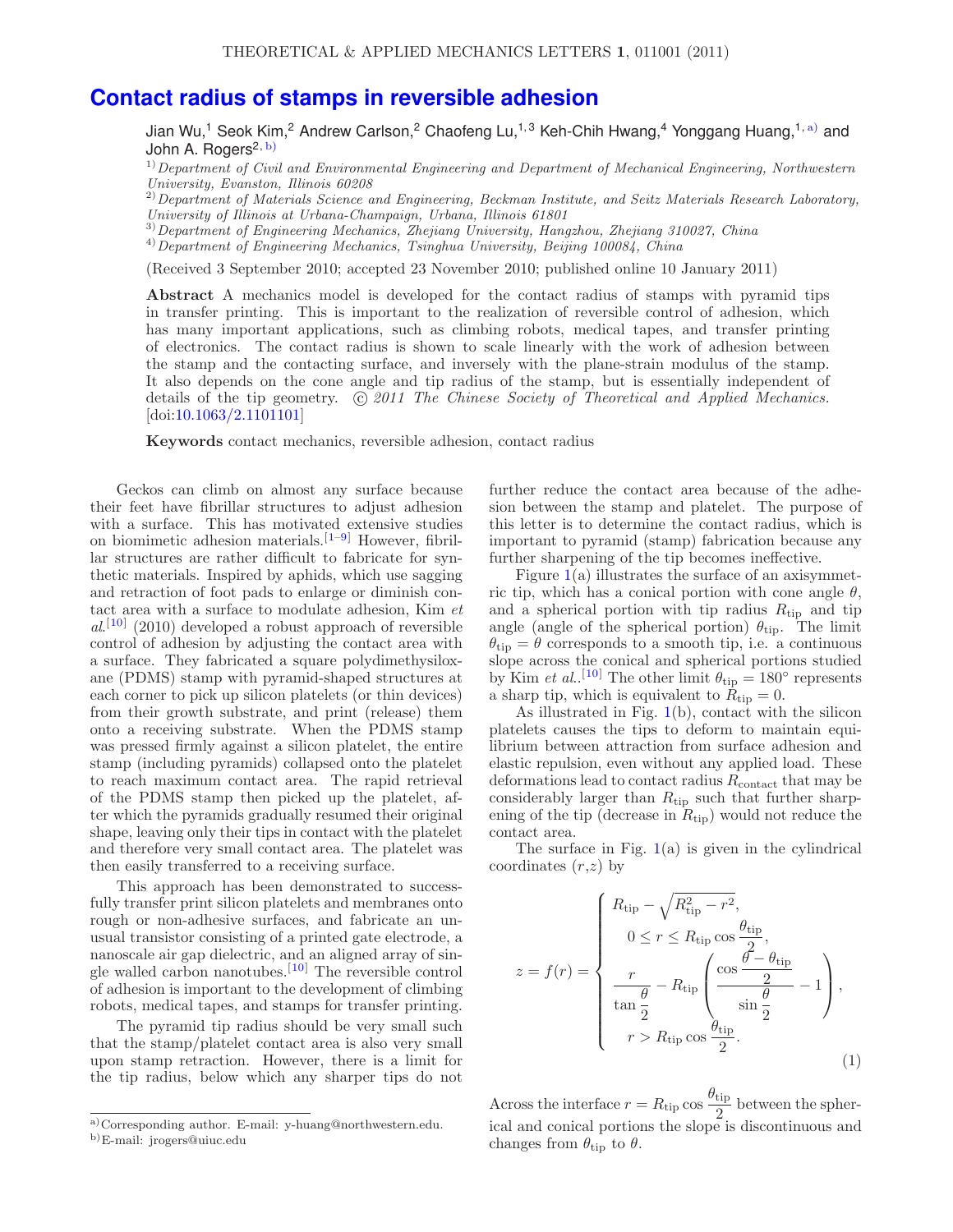# Contact radius of stamps in reversible adhesion

Jian Wu,[1] Seok Kim,[2] Andrew Carlson,[2] Chaofeng Lu,[1,3] Keh-Chih Hwang,[4] Yonggang Huang,[1,a)] and John A. Rogers[2,b)]

[1)] *Department of Civil and Environmental Engineering and Department of Mechanical Engineering, Northwestern University, Evanston, Illinois 60208*

[2)] *Department of Materials Science and Engineering, Beckman Institute, and Seitz Materials Research Laboratory, University of Illinois at Urbana-Champaign, Urbana, Illinois 61801*

[3)] *Department of Engineering Mechanics, Zhejiang University, Hangzhou, Zhejiang 310027, China*

[4)] *Department of Engineering Mechanics, Tsinghua University, Beijing 100084, China*

(Received 3 September 2010; accepted 23 November 2010; published online 10 January 2011)

**Abstract** A mechanics model is developed for the contact radius of stamps with pyramid tips in transfer printing. This is important to the realization of reversible control of adhesion, which has many important applications, such as climbing robots, medical tapes, and transfer printing of electronics. The contact radius is shown to scale linearly with the work of adhesion between the stamp and the contacting surface, and inversely with the plane-strain modulus of the stamp. It also depends on the cone angle and tip radius of the stamp, but is essentially independent of details of the tip geometry. © *2011 The Chinese Society of Theoretical and Applied Mechanics.* [doi:10.1063/2.1101101]

**Keywords** contact mechanics, reversible adhesion, contact radius

Geckos can climb on almost any surface because their feet have fibrillar structures to adjust adhesion with a surface. This has motivated extensive studies on biomimetic adhesion materials.[1–9] However, fibrillar structures are rather difficult to fabricate for synthetic materials. Inspired by aphids, which use sagging and retraction of foot pads to enlarge or diminish contact area with a surface to modulate adhesion, Kim *et al.*[10] (2010) developed a robust approach of reversible control of adhesion by adjusting the contact area with a surface. They fabricated a square polydimethysiloxane (PDMS) stamp with pyramid-shaped structures at each corner to pick up silicon platelets (or thin devices) from their growth substrate, and print (release) them onto a receiving substrate. When the PDMS stamp was pressed firmly against a silicon platelet, the entire stamp (including pyramids) collapsed onto the platelet to reach maximum contact area. The rapid retrieval of the PDMS stamp then picked up the platelet, after which the pyramids gradually resumed their original shape, leaving only their tips in contact with the platelet and therefore very small contact area. The platelet was then easily transferred to a receiving surface.

This approach has been demonstrated to successfully transfer print silicon platelets and membranes onto rough or non-adhesive surfaces, and fabricate an unusual transistor consisting of a printed gate electrode, a nanoscale air gap dielectric, and an aligned array of single walled carbon nanotubes.[10] The reversible control of adhesion is important to the development of climbing robots, medical tapes, and stamps for transfer printing.

The pyramid tip radius should be very small such that the stamp/platelet contact area is also very small upon stamp retraction. However, there is a limit for the tip radius, below which any sharper tips do not further reduce the contact area because of the adhesion between the stamp and platelet. The purpose of this letter is to determine the contact radius, which is important to pyramid (stamp) fabrication because any further sharpening of the tip becomes ineffective.

Figure 1(a) illustrates the surface of an axisymmetric tip, which has a conical portion with cone angle $\theta$, and a spherical portion with tip radius $R_{\rm tip}$ and tip angle (angle of the spherical portion) $\theta_{\rm tip}$. The limit $\theta_{\rm tip} = \theta$ corresponds to a smooth tip, i.e. a continuous slope across the conical and spherical portions studied by Kim *et al.*.[10] The other limit $\theta_{\rm tip} = 180°$ represents a sharp tip, which is equivalent to $R_{\rm tip} = 0$.

As illustrated in Fig. 1(b), contact with the silicon platelets causes the tips to deform to maintain equilibrium between attraction from surface adhesion and elastic repulsion, even without any applied load. These deformations lead to contact radius $R_{\rm contact}$ that may be considerably larger than $R_{\rm tip}$ such that further sharpening of the tip (decrease in $R_{\rm tip}$) would not reduce the contact area.

The surface in Fig. 1(a) is given in the cylindrical coordinates $(r,z)$ by

$$
z = f(r) = \begin{cases} R_{\rm tip} - \sqrt{R_{\rm tip}^2 - r^2}, \\ \qquad 0 \le r \le R_{\rm tip}\cos\dfrac{\theta_{\rm tip}}{2}, \\ \dfrac{r}{\tan\dfrac{\theta}{2}} - R_{\rm tip}\left(\dfrac{\cos\dfrac{\theta-\theta_{\rm tip}}{2}}{\sin\dfrac{\theta}{2}} - 1\right), \\ \qquad r > R_{\rm tip}\cos\dfrac{\theta_{\rm tip}}{2}. \end{cases} \tag{1}
$$

Across the interface $r = R_{\rm tip}\cos\dfrac{\theta_{\rm tip}}{2}$ between the spherical and conical portions the slope is discontinuous and changes from $\theta_{\rm tip}$ to $\theta$.

a) Corresponding author. E-mail: y-huang@northwestern.edu.
b) E-mail: jrogers@uiuc.edu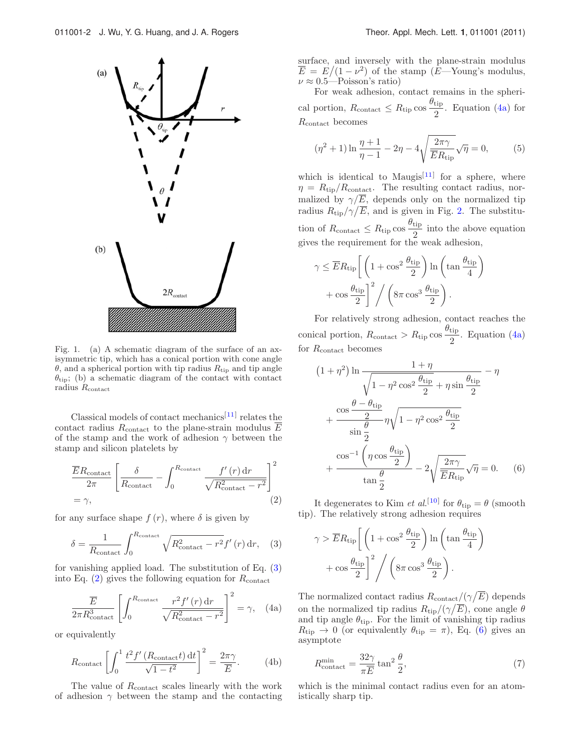Fig. 1. (a) A schematic diagram of the surface of an axisymmetric tip, which has a conical portion with cone angle $\theta$, and a spherical portion with tip radius $R_{\rm tip}$ and tip angle $\theta_{\rm tip}$; (b) a schematic diagram of the contact with contact radius $R_{\rm contact}$

Classical models of contact mechanics[11] relates the contact radius $R_{\rm contact}$ to the plane-strain modulus $\overline{E}$ of the stamp and the work of adhesion $\gamma$ between the stamp and silicon platelets by

$$\frac{\overline{E}R_{\rm contact}}{2\pi}\left[\frac{\delta}{R_{\rm contact}}-\int_0^{R_{\rm contact}}\frac{f'(r)\,{\rm d}r}{\sqrt{R_{\rm contact}^2-r^2}}\right]^2=\gamma, \tag{2}$$

for any surface shape $f(r)$, where $\delta$ is given by

$$\delta=\frac{1}{R_{\rm contact}}\int_0^{R_{\rm contact}}\sqrt{R_{\rm contact}^2-r^2}f'(r)\,{\rm d}r, \tag{3}$$

for vanishing applied load. The substitution of Eq. (3) into Eq. (2) gives the following equation for $R_{\rm contact}$

$$\frac{\overline{E}}{2\pi R_{\rm contact}^3}\left[\int_0^{R_{\rm contact}}\frac{r^2 f'(r)\,{\rm d}r}{\sqrt{R_{\rm contact}^2-r^2}}\right]^2=\gamma, \tag{4a}$$

or equivalently

$$R_{\rm contact}\left[\int_0^1\frac{t^2 f'(R_{\rm contact}t)\,{\rm d}t}{\sqrt{1-t^2}}\right]^2=\frac{2\pi\gamma}{\overline{E}}. \tag{4b}$$

The value of $R_{\rm contact}$ scales linearly with the work of adhesion $\gamma$ between the stamp and the contacting surface, and inversely with the plane-strain modulus $\overline{E}=E/(1-\nu^2)$ of the stamp ($E$—Young's modulus, $\nu\approx 0.5$—Poisson's ratio)

For weak adhesion, contact remains in the spherical portion, $R_{\rm contact}\le R_{\rm tip}\cos\dfrac{\theta_{\rm tip}}{2}$. Equation (4a) for $R_{\rm contact}$ becomes

$$(\eta^2+1)\ln\frac{\eta+1}{\eta-1}-2\eta-4\sqrt{\frac{2\pi\gamma}{\overline{E}R_{\rm tip}}}\sqrt{\eta}=0, \tag{5}$$

which is identical to Maugis[11] for a sphere, where $\eta=R_{\rm tip}/R_{\rm contact}$. The resulting contact radius, normalized by $\gamma/\overline{E}$, depends only on the normalized tip radius $R_{\rm tip}/\gamma/\overline{E}$, and is given in Fig. 2. The substitution of $R_{\rm contact}\le R_{\rm tip}\cos\dfrac{\theta_{\rm tip}}{2}$ into the above equation gives the requirement for the weak adhesion,

$$\gamma\le\overline{E}R_{\rm tip}\left[\left(1+\cos^2\frac{\theta_{\rm tip}}{2}\right)\ln\left(\tan\frac{\theta_{\rm tip}}{4}\right)+\cos\frac{\theta_{\rm tip}}{2}\right]^2\Bigg/\left(8\pi\cos^3\frac{\theta_{\rm tip}}{2}\right).$$

For relatively strong adhesion, contact reaches the conical portion, $R_{\rm contact}>R_{\rm tip}\cos\dfrac{\theta_{\rm tip}}{2}$. Equation (4a) for $R_{\rm contact}$ becomes

$$\begin{aligned}&\left(1+\eta^2\right)\ln\frac{1+\eta}{\sqrt{1-\eta^2\cos^2\dfrac{\theta_{\rm tip}}{2}}+\eta\sin\dfrac{\theta_{\rm tip}}{2}}-\eta\\&+\frac{\cos\dfrac{\theta-\theta_{\rm tip}}{2}}{\sin\dfrac{\theta}{2}}\eta\sqrt{1-\eta^2\cos^2\frac{\theta_{\rm tip}}{2}}\\&+\frac{\cos^{-1}\left(\eta\cos\dfrac{\theta_{\rm tip}}{2}\right)}{\tan\dfrac{\theta}{2}}-2\sqrt{\frac{2\pi\gamma}{\overline{E}R_{\rm tip}}}\sqrt{\eta}=0.\end{aligned} \tag{6}$$

It degenerates to Kim *et al.*[10] for $\theta_{\rm tip}=\theta$ (smooth tip). The relatively strong adhesion requires

$$\gamma>\overline{E}R_{\rm tip}\left[\left(1+\cos^2\frac{\theta_{\rm tip}}{2}\right)\ln\left(\tan\frac{\theta_{\rm tip}}{4}\right)+\cos\frac{\theta_{\rm tip}}{2}\right]^2\Bigg/\left(8\pi\cos^3\frac{\theta_{\rm tip}}{2}\right).$$

The normalized contact radius $R_{\rm contact}/(\gamma/\overline{E})$ depends on the normalized tip radius $R_{\rm tip}/(\gamma/\overline{E})$, cone angle $\theta$ and tip angle $\theta_{\rm tip}$. For the limit of vanishing tip radius $R_{\rm tip}\to 0$ (or equivalently $\theta_{\rm tip}=\pi$), Eq. (6) gives an asymptote

$$R_{\rm contact}^{\rm min}=\frac{32\gamma}{\pi\overline{E}}\tan^2\frac{\theta}{2}, \tag{7}$$

which is the minimal contact radius even for an atomistically sharp tip.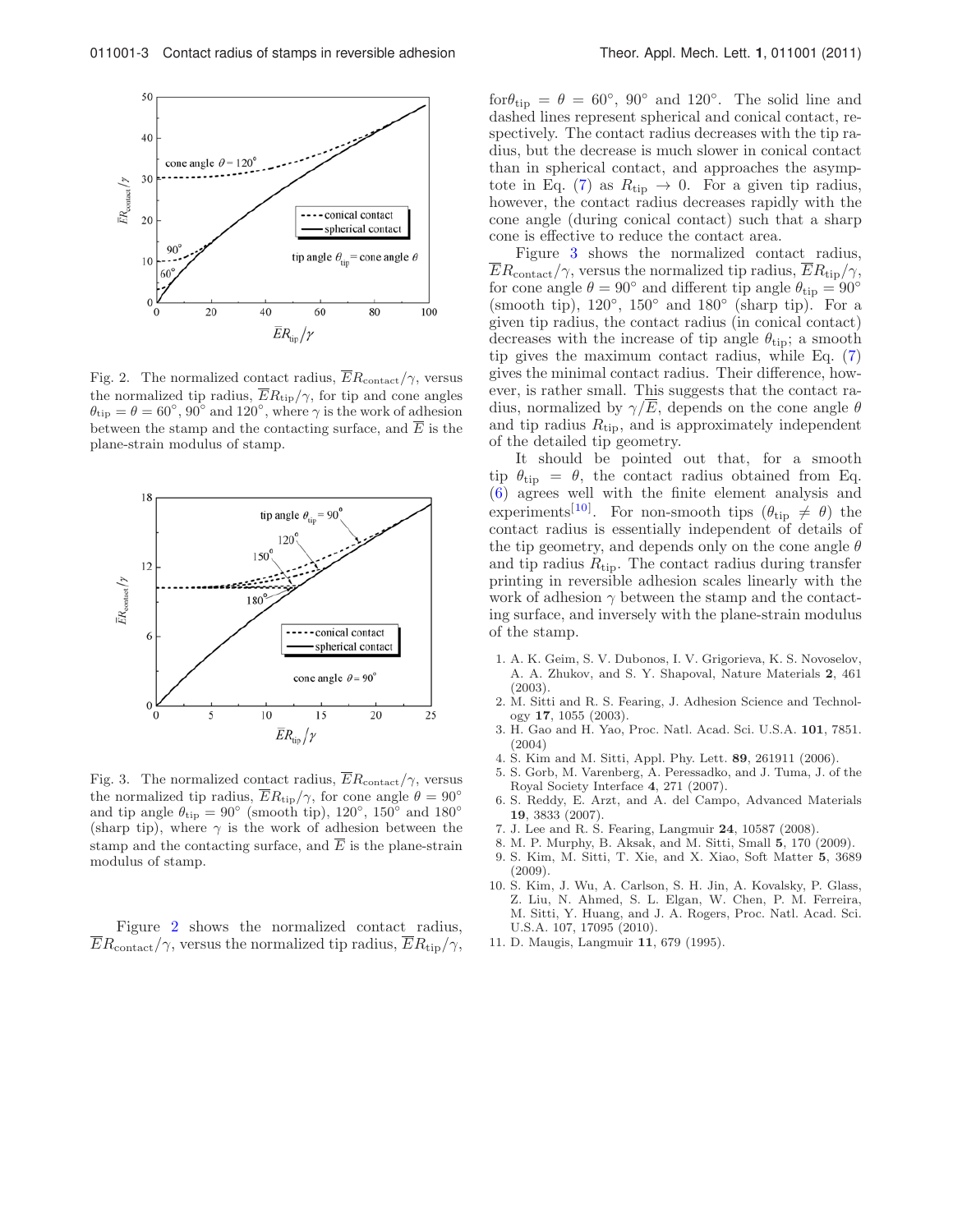50

40

30

20

10

0

0 20 40 60 80 100

cone angle $\theta = 120°$

conical contact

spherical contact

$90°$

$60°$

tip angle $\theta_{tip}$ = cone angle $\theta$

$\overline{E}R_{contact}/\gamma$

$\overline{E}R_{tip}/\gamma$

Fig. 2. The normalized contact radius, $\overline{E}R_{\rm contact}/\gamma$, versus the normalized tip radius, $\overline{E}R_{\rm tip}/\gamma$, for tip and cone angles $\theta_{\rm tip} = \theta = 60°$, $90°$ and $120°$, where $\gamma$ is the work of adhesion between the stamp and the contacting surface, and $\overline{E}$ is the plane-strain modulus of stamp.

18

12

6

0

0 5 10 15 20 25

tip angle $\theta_{tip} = 90°$

$120°$

$150°$

$180°$

conical contact

spherical contact

cone angle $\theta = 90°$

$\overline{E}R_{contact}/\gamma$

$\overline{E}R_{tip}/\gamma$

Fig. 3. The normalized contact radius, $\overline{E}R_{\rm contact}/\gamma$, versus the normalized tip radius, $\overline{E}R_{\rm tip}/\gamma$, for cone angle $\theta = 90°$ and tip angle $\theta_{\rm tip} = 90°$ (smooth tip), $120°$, $150°$ and $180°$ (sharp tip), where $\gamma$ is the work of adhesion between the stamp and the contacting surface, and $\overline{E}$ is the plane-strain modulus of stamp.

Figure 2 shows the normalized contact radius, $\overline{E}R_{\rm contact}/\gamma$, versus the normalized tip radius, $\overline{E}R_{\rm tip}/\gamma$, for $\theta_{\rm tip} = \theta = 60°$, $90°$ and $120°$. The solid line and dashed lines represent spherical and conical contact, respectively. The contact radius decreases with the tip radius, but the decrease is much slower in conical contact than in spherical contact, and approaches the asymptote in Eq. (7) as $R_{\rm tip} \to 0$. For a given tip radius, however, the contact radius decreases rapidly with the cone angle (during conical contact) such that a sharp cone is effective to reduce the contact area.

Figure 3 shows the normalized contact radius, $\overline{E}R_{\rm contact}/\gamma$, versus the normalized tip radius, $\overline{E}R_{\rm tip}/\gamma$, for cone angle $\theta = 90°$ and different tip angle $\theta_{\rm tip} = 90°$ (smooth tip), $120°$, $150°$ and $180°$ (sharp tip). For a given tip radius, the contact radius (in conical contact) decreases with the increase of tip angle $\theta_{\rm tip}$; a smooth tip gives the maximum contact radius, while Eq. (7) gives the minimal contact radius. Their difference, however, is rather small. This suggests that the contact radius, normalized by $\gamma/\overline{E}$, depends on the cone angle $\theta$ and tip radius $R_{\rm tip}$, and is approximately independent of the detailed tip geometry.

It should be pointed out that, for a smooth tip $\theta_{\rm tip} = \theta$, the contact radius obtained from Eq. (6) agrees well with the finite element analysis and experiments[10]. For non-smooth tips ($\theta_{\rm tip} \neq \theta$) the contact radius is essentially independent of details of the tip geometry, and depends only on the cone angle $\theta$ and tip radius $R_{\rm tip}$. The contact radius during transfer printing in reversible adhesion scales linearly with the work of adhesion $\gamma$ between the stamp and the contacting surface, and inversely with the plane-strain modulus of the stamp.

1. A. K. Geim, S. V. Dubonos, I. V. Grigorieva, K. S. Novoselov, A. A. Zhukov, and S. Y. Shapoval, Nature Materials **2**, 461 (2003).
2. M. Sitti and R. S. Fearing, J. Adhesion Science and Technology **17**, 1055 (2003).
3. H. Gao and H. Yao, Proc. Natl. Acad. Sci. U.S.A. **101**, 7851. (2004)
4. S. Kim and M. Sitti, Appl. Phy. Lett. **89**, 261911 (2006).
5. S. Gorb, M. Varenberg, A. Peressadko, and J. Tuma, J. of the Royal Society Interface **4**, 271 (2007).
6. S. Reddy, E. Arzt, and A. del Campo, Advanced Materials **19**, 3833 (2007).
7. J. Lee and R. S. Fearing, Langmuir **24**, 10587 (2008).
8. M. P. Murphy, B. Aksak, and M. Sitti, Small **5**, 170 (2009).
9. S. Kim, M. Sitti, T. Xie, and X. Xiao, Soft Matter **5**, 3689 (2009).
10. S. Kim, J. Wu, A. Carlson, S. H. Jin, A. Kovalsky, P. Glass, Z. Liu, N. Ahmed, S. L. Elgan, W. Chen, P. M. Ferreira, M. Sitti, Y. Huang, and J. A. Rogers, Proc. Natl. Acad. Sci. U.S.A. 107, 17095 (2010).
11. D. Maugis, Langmuir **11**, 679 (1995).